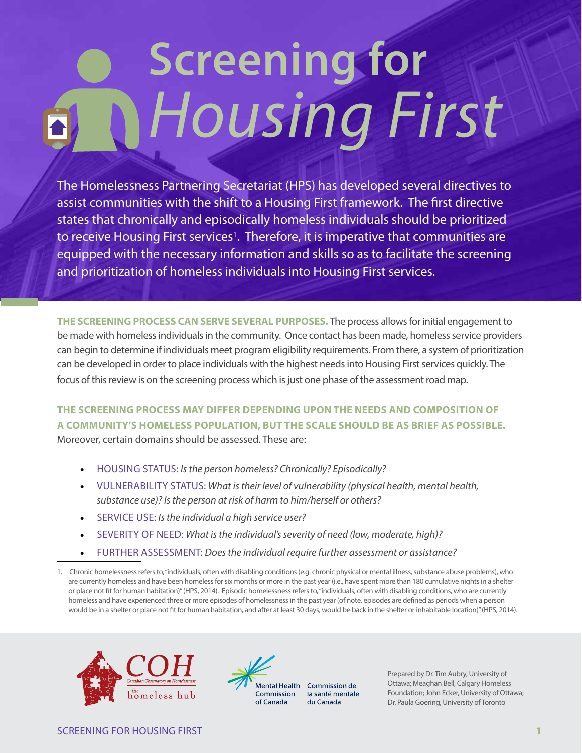# Screening for *Housing First*

The Homelessness Partnering Secretariat (HPS) has developed several directives to assist communities with the shift to a Housing First framework. The first directive states that chronically and episodically homeless individuals should be prioritized to receive Housing First services[1]. Therefore, it is imperative that communities are equipped with the necessary information and skills so as to facilitate the screening and prioritization of homeless individuals into Housing First services.

**THE SCREENING PROCESS CAN SERVE SEVERAL PURPOSES.** The process allows for initial engagement to be made with homeless individuals in the community. Once contact has been made, homeless service providers can begin to determine if individuals meet program eligibility requirements. From there, a system of prioritization can be developed in order to place individuals with the highest needs into Housing First services quickly. The focus of this review is on the screening process which is just one phase of the assessment road map.

**THE SCREENING PROCESS MAY DIFFER DEPENDING UPON THE NEEDS AND COMPOSITION OF A COMMUNITY'S HOMELESS POPULATION, BUT THE SCALE SHOULD BE AS BRIEF AS POSSIBLE.** Moreover, certain domains should be assessed. These are:

- HOUSING STATUS: *Is the person homeless? Chronically? Episodically?*
- VULNERABILITY STATUS: *What is their level of vulnerability (physical health, mental health, substance use)? Is the person at risk of harm to him/herself or others?*
- SERVICE USE: *Is the individual a high service user?*
- SEVERITY OF NEED: *What is the individual's severity of need (low, moderate, high)?*
- FURTHER ASSESSMENT: *Does the individual require further assessment or assistance?*

1. Chronic homelessness refers to, "individuals, often with disabling conditions (e.g. chronic physical or mental illness, substance abuse problems), who are currently homeless and have been homeless for six months or more in the past year (i.e., have spent more than 180 cumulative nights in a shelter or place not fit for human habitation)" (HPS, 2014). Episodic homelessness refers to, "individuals, often with disabling conditions, who are currently homeless and have experienced three or more episodes of homelessness in the past year (of note, episodes are defined as periods when a person would be in a shelter or place not fit for human habitation, and after at least 30 days, would be back in the shelter or inhabitable location)" (HPS, 2014).

COH – Canadian Observatory on Homelessness – the homeless hub

Mental Health Commission of Canada / Commission de la santé mentale du Canada

Prepared by Dr. Tim Aubry, University of Ottawa; Meaghan Bell, Calgary Homeless Foundation; John Ecker, University of Ottawa; Dr. Paula Goering, University of Toronto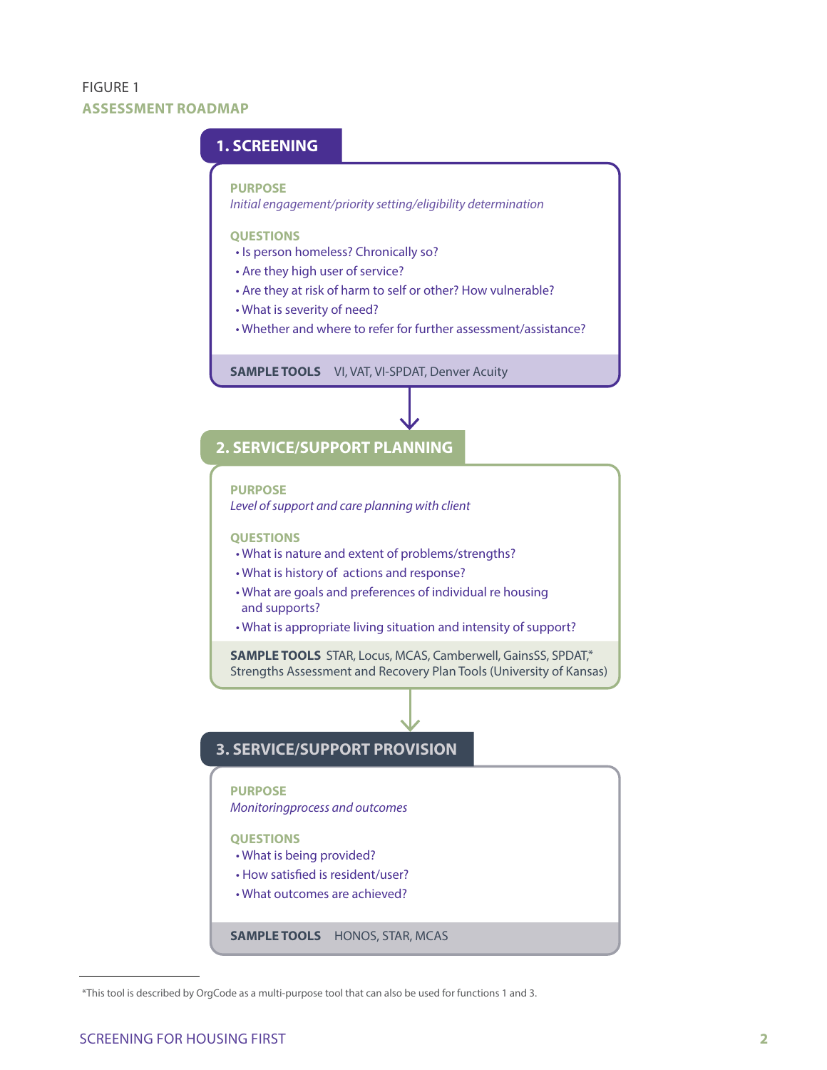FIGURE 1

**ASSESSMENT ROADMAP**

## 1. SCREENING

**PURPOSE**

*Initial engagement/priority setting/eligibility determination*

**QUESTIONS**

- Is person homeless? Chronically so?
- Are they high user of service?
- Are they at risk of harm to self or other? How vulnerable?
- What is severity of need?
- Whether and where to refer for further assessment/assistance?

**SAMPLE TOOLS** VI, VAT, VI-SPDAT, Denver Acuity

## 2. SERVICE/SUPPORT PLANNING

**PURPOSE**

*Level of support and care planning with client*

**QUESTIONS**

- What is nature and extent of problems/strengths?
- What is history of actions and response?
- What are goals and preferences of individual re housing and supports?
- What is appropriate living situation and intensity of support?

**SAMPLE TOOLS** STAR, Locus, MCAS, Camberwell, GainsSS, SPDAT,* Strengths Assessment and Recovery Plan Tools (University of Kansas)

## 3. SERVICE/SUPPORT PROVISION

**PURPOSE**

*Monitoringprocess and outcomes*

**QUESTIONS**

- What is being provided?
- How satisfied is resident/user?
- What outcomes are achieved?

**SAMPLE TOOLS** HONOS, STAR, MCAS

---

*This tool is described by OrgCode as a multi-purpose tool that can also be used for functions 1 and 3.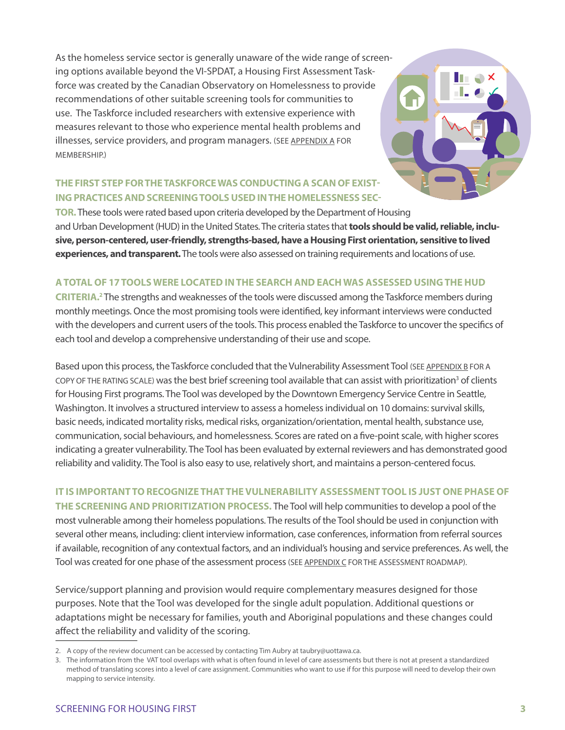As the homeless service sector is generally unaware of the wide range of screening options available beyond the VI-SPDAT, a Housing First Assessment Taskforce was created by the Canadian Observatory on Homelessness to provide recommendations of other suitable screening tools for communities to use. The Taskforce included researchers with extensive experience with measures relevant to those who experience mental health problems and illnesses, service providers, and program managers. (SEE APPENDIX A FOR MEMBERSHIP.)

**THE FIRST STEP FOR THE TASKFORCE WAS CONDUCTING A SCAN OF EXISTING PRACTICES AND SCREENING TOOLS USED IN THE HOMELESSNESS SECTOR.** These tools were rated based upon criteria developed by the Department of Housing and Urban Development (HUD) in the United States. The criteria states that **tools should be valid, reliable, inclusive, person-centered, user-friendly, strengths-based, have a Housing First orientation, sensitive to lived experiences, and transparent.** The tools were also assessed on training requirements and locations of use.

**A TOTAL OF 17 TOOLS WERE LOCATED IN THE SEARCH AND EACH WAS ASSESSED USING THE HUD CRITERIA.**[2] The strengths and weaknesses of the tools were discussed among the Taskforce members during monthly meetings. Once the most promising tools were identified, key informant interviews were conducted with the developers and current users of the tools. This process enabled the Taskforce to uncover the specifics of each tool and develop a comprehensive understanding of their use and scope.

Based upon this process, the Taskforce concluded that the Vulnerability Assessment Tool (SEE APPENDIX B FOR A COPY OF THE RATING SCALE) was the best brief screening tool available that can assist with prioritization[3] of clients for Housing First programs. The Tool was developed by the Downtown Emergency Service Centre in Seattle, Washington. It involves a structured interview to assess a homeless individual on 10 domains: survival skills, basic needs, indicated mortality risks, medical risks, organization/orientation, mental health, substance use, communication, social behaviours, and homelessness. Scores are rated on a five-point scale, with higher scores indicating a greater vulnerability. The Tool has been evaluated by external reviewers and has demonstrated good reliability and validity. The Tool is also easy to use, relatively short, and maintains a person-centered focus.

**IT IS IMPORTANT TO RECOGNIZE THAT THE VULNERABILITY ASSESSMENT TOOL IS JUST ONE PHASE OF THE SCREENING AND PRIORITIZATION PROCESS.** The Tool will help communities to develop a pool of the most vulnerable among their homeless populations. The results of the Tool should be used in conjunction with several other means, including: client interview information, case conferences, information from referral sources if available, recognition of any contextual factors, and an individual's housing and service preferences. As well, the Tool was created for one phase of the assessment process (SEE APPENDIX C FOR THE ASSESSMENT ROADMAP).

Service/support planning and provision would require complementary measures designed for those purposes. Note that the Tool was developed for the single adult population. Additional questions or adaptations might be necessary for families, youth and Aboriginal populations and these changes could affect the reliability and validity of the scoring.

---

2. A copy of the review document can be accessed by contacting Tim Aubry at taubry@uottawa.ca.
3. The information from the VAT tool overlaps with what is often found in level of care assessments but there is not at present a standardized method of translating scores into a level of care assignment. Communities who want to use if for this purpose will need to develop their own mapping to service intensity.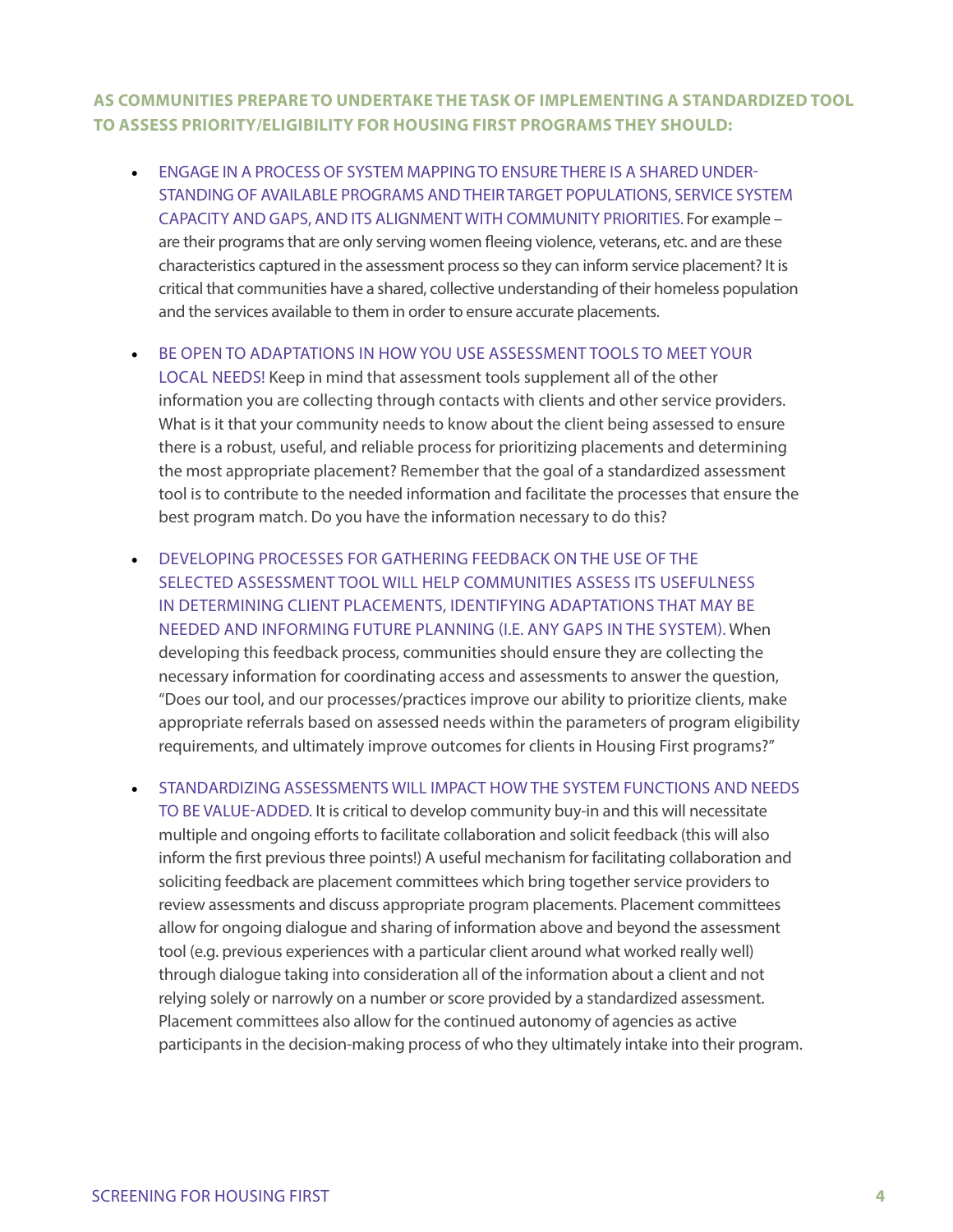**AS COMMUNITIES PREPARE TO UNDERTAKE THE TASK OF IMPLEMENTING A STANDARDIZED TOOL TO ASSESS PRIORITY/ELIGIBILITY FOR HOUSING FIRST PROGRAMS THEY SHOULD:**

- ENGAGE IN A PROCESS OF SYSTEM MAPPING TO ENSURE THERE IS A SHARED UNDERSTANDING OF AVAILABLE PROGRAMS AND THEIR TARGET POPULATIONS, SERVICE SYSTEM CAPACITY AND GAPS, AND ITS ALIGNMENT WITH COMMUNITY PRIORITIES. For example – are their programs that are only serving women fleeing violence, veterans, etc. and are these characteristics captured in the assessment process so they can inform service placement? It is critical that communities have a shared, collective understanding of their homeless population and the services available to them in order to ensure accurate placements.

- BE OPEN TO ADAPTATIONS IN HOW YOU USE ASSESSMENT TOOLS TO MEET YOUR LOCAL NEEDS! Keep in mind that assessment tools supplement all of the other information you are collecting through contacts with clients and other service providers. What is it that your community needs to know about the client being assessed to ensure there is a robust, useful, and reliable process for prioritizing placements and determining the most appropriate placement? Remember that the goal of a standardized assessment tool is to contribute to the needed information and facilitate the processes that ensure the best program match. Do you have the information necessary to do this?

- DEVELOPING PROCESSES FOR GATHERING FEEDBACK ON THE USE OF THE SELECTED ASSESSMENT TOOL WILL HELP COMMUNITIES ASSESS ITS USEFULNESS IN DETERMINING CLIENT PLACEMENTS, IDENTIFYING ADAPTATIONS THAT MAY BE NEEDED AND INFORMING FUTURE PLANNING (I.E. ANY GAPS IN THE SYSTEM). When developing this feedback process, communities should ensure they are collecting the necessary information for coordinating access and assessments to answer the question, "Does our tool, and our processes/practices improve our ability to prioritize clients, make appropriate referrals based on assessed needs within the parameters of program eligibility requirements, and ultimately improve outcomes for clients in Housing First programs?"

- STANDARDIZING ASSESSMENTS WILL IMPACT HOW THE SYSTEM FUNCTIONS AND NEEDS TO BE VALUE-ADDED. It is critical to develop community buy-in and this will necessitate multiple and ongoing efforts to facilitate collaboration and solicit feedback (this will also inform the first previous three points!) A useful mechanism for facilitating collaboration and soliciting feedback are placement committees which bring together service providers to review assessments and discuss appropriate program placements. Placement committees allow for ongoing dialogue and sharing of information above and beyond the assessment tool (e.g. previous experiences with a particular client around what worked really well) through dialogue taking into consideration all of the information about a client and not relying solely or narrowly on a number or score provided by a standardized assessment. Placement committees also allow for the continued autonomy of agencies as active participants in the decision-making process of who they ultimately intake into their program.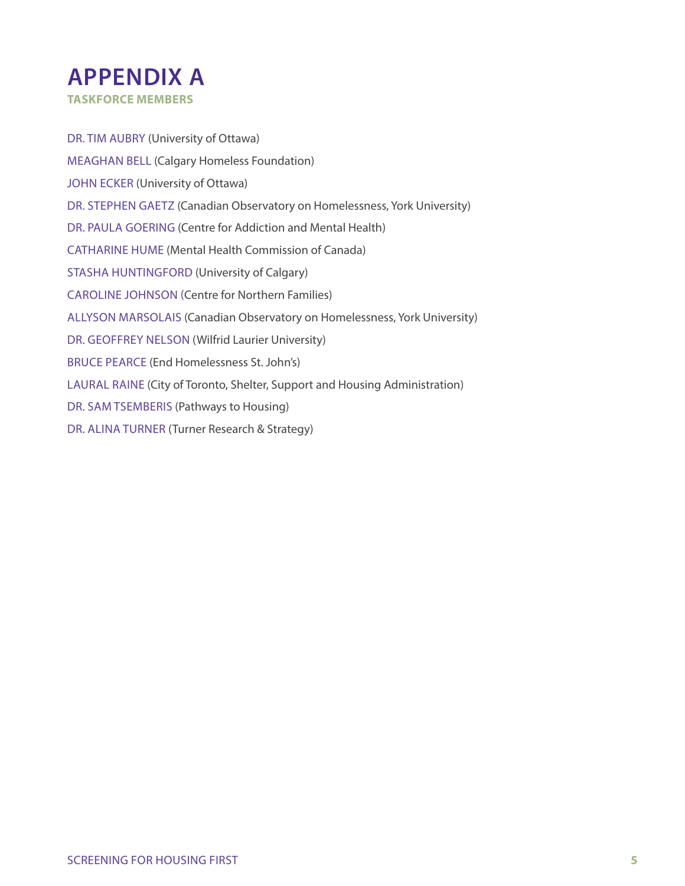# APPENDIX A

## TASKFORCE MEMBERS

DR. TIM AUBRY (University of Ottawa)

MEAGHAN BELL (Calgary Homeless Foundation)

JOHN ECKER (University of Ottawa)

DR. STEPHEN GAETZ (Canadian Observatory on Homelessness, York University)

DR. PAULA GOERING (Centre for Addiction and Mental Health)

CATHARINE HUME (Mental Health Commission of Canada)

STASHA HUNTINGFORD (University of Calgary)

CAROLINE JOHNSON (Centre for Northern Families)

ALLYSON MARSOLAIS (Canadian Observatory on Homelessness, York University)

DR. GEOFFREY NELSON (Wilfrid Laurier University)

BRUCE PEARCE (End Homelessness St. John's)

LAURAL RAINE (City of Toronto, Shelter, Support and Housing Administration)

DR. SAM TSEMBERIS (Pathways to Housing)

DR. ALINA TURNER (Turner Research & Strategy)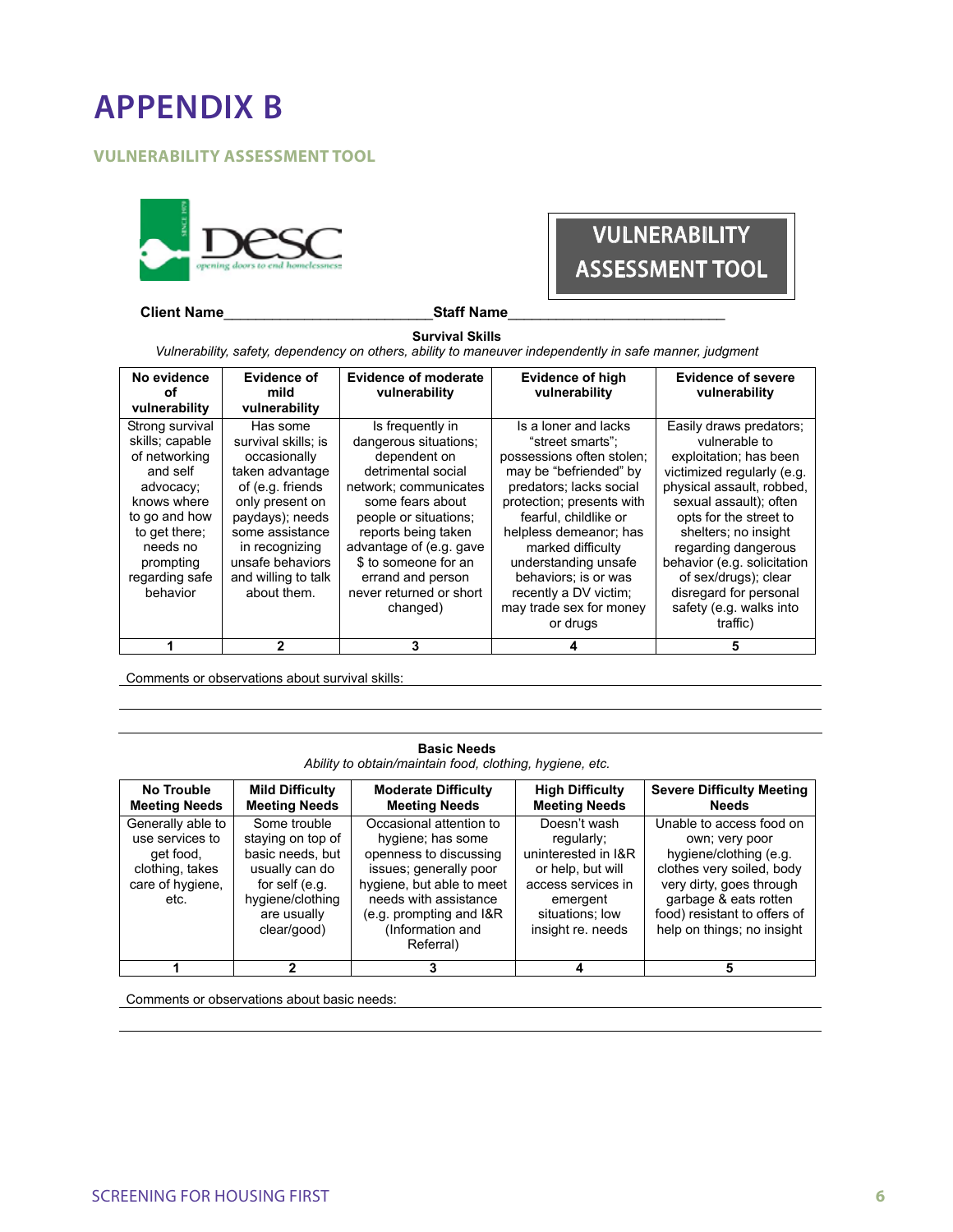# APPENDIX B

## VULNERABILITY ASSESSMENT TOOL

DESC opening doors to end homelessness

VULNERABILITY ASSESSMENT TOOL

**Client Name**\_\_\_\_\_\_\_\_\_\_\_\_\_\_\_\_\_\_\_\_\_\_\_\_\_\_**Staff Name**\_\_\_\_\_\_\_\_\_\_\_\_\_\_\_\_\_\_\_\_\_\_\_\_\_\_\_\_

**Survival Skills**

*Vulnerability, safety, dependency on others, ability to maneuver independently in safe manner, judgment*

| No evidence of vulnerability | Evidence of mild vulnerability | Evidence of moderate vulnerability | Evidence of high vulnerability | Evidence of severe vulnerability |
|---|---|---|---|---|
| Strong survival skills; capable of networking and self advocacy; knows where to go and how to get there; needs no prompting regarding safe behavior | Has some survival skills; is occasionally taken advantage of (e.g. friends only present on paydays); needs some assistance in recognizing unsafe behaviors and willing to talk about them. | Is frequently in dangerous situations; dependent on detrimental social network; communicates some fears about people or situations; reports being taken advantage of (e.g. gave $ to someone for an errand and person never returned or short changed) | Is a loner and lacks "street smarts"; possessions often stolen; may be "befriended" by predators; lacks social protection; presents with fearful, childlike or helpless demeanor; has marked difficulty understanding unsafe behaviors; is or was recently a DV victim; may trade sex for money or drugs | Easily draws predators; vulnerable to exploitation; has been victimized regularly (e.g. physical assault, robbed, sexual assault); often opts for the street to shelters; no insight regarding dangerous behavior (e.g. solicitation of sex/drugs); clear disregard for personal safety (e.g. walks into traffic) |
| **1** | **2** | **3** | **4** | **5** |

Comments or observations about survival skills:

\_\_\_\_\_\_\_\_\_\_\_\_\_\_\_\_\_\_\_\_\_\_\_\_\_\_\_\_\_\_\_\_\_\_\_\_\_\_\_\_\_\_\_\_\_\_\_\_\_\_\_\_\_\_\_\_\_\_\_\_\_\_\_\_\_\_\_\_\_\_\_\_

\_\_\_\_\_\_\_\_\_\_\_\_\_\_\_\_\_\_\_\_\_\_\_\_\_\_\_\_\_\_\_\_\_\_\_\_\_\_\_\_\_\_\_\_\_\_\_\_\_\_\_\_\_\_\_\_\_\_\_\_\_\_\_\_\_\_\_\_\_\_\_\_

**Basic Needs**

*Ability to obtain/maintain food, clothing, hygiene, etc.*

| No Trouble Meeting Needs | Mild Difficulty Meeting Needs | Moderate Difficulty Meeting Needs | High Difficulty Meeting Needs | Severe Difficulty Meeting Needs |
|---|---|---|---|---|
| Generally able to use services to get food, clothing, takes care of hygiene, etc. | Some trouble staying on top of basic needs, but usually can do for self (e.g. hygiene/clothing are usually clear/good) | Occasional attention to hygiene; has some openness to discussing issues; generally poor hygiene, but able to meet needs with assistance (e.g. prompting and I&R (Information and Referral) | Doesn't wash regularly; uninterested in I&R or help, but will access services in emergent situations; low insight re. needs | Unable to access food on own; very poor hygiene/clothing (e.g. clothes very soiled, body very dirty, goes through garbage & eats rotten food) resistant to offers of help on things; no insight |
| **1** | **2** | **3** | **4** | **5** |

Comments or observations about basic needs:

\_\_\_\_\_\_\_\_\_\_\_\_\_\_\_\_\_\_\_\_\_\_\_\_\_\_\_\_\_\_\_\_\_\_\_\_\_\_\_\_\_\_\_\_\_\_\_\_\_\_\_\_\_\_\_\_\_\_\_\_\_\_\_\_\_\_\_\_\_\_\_\_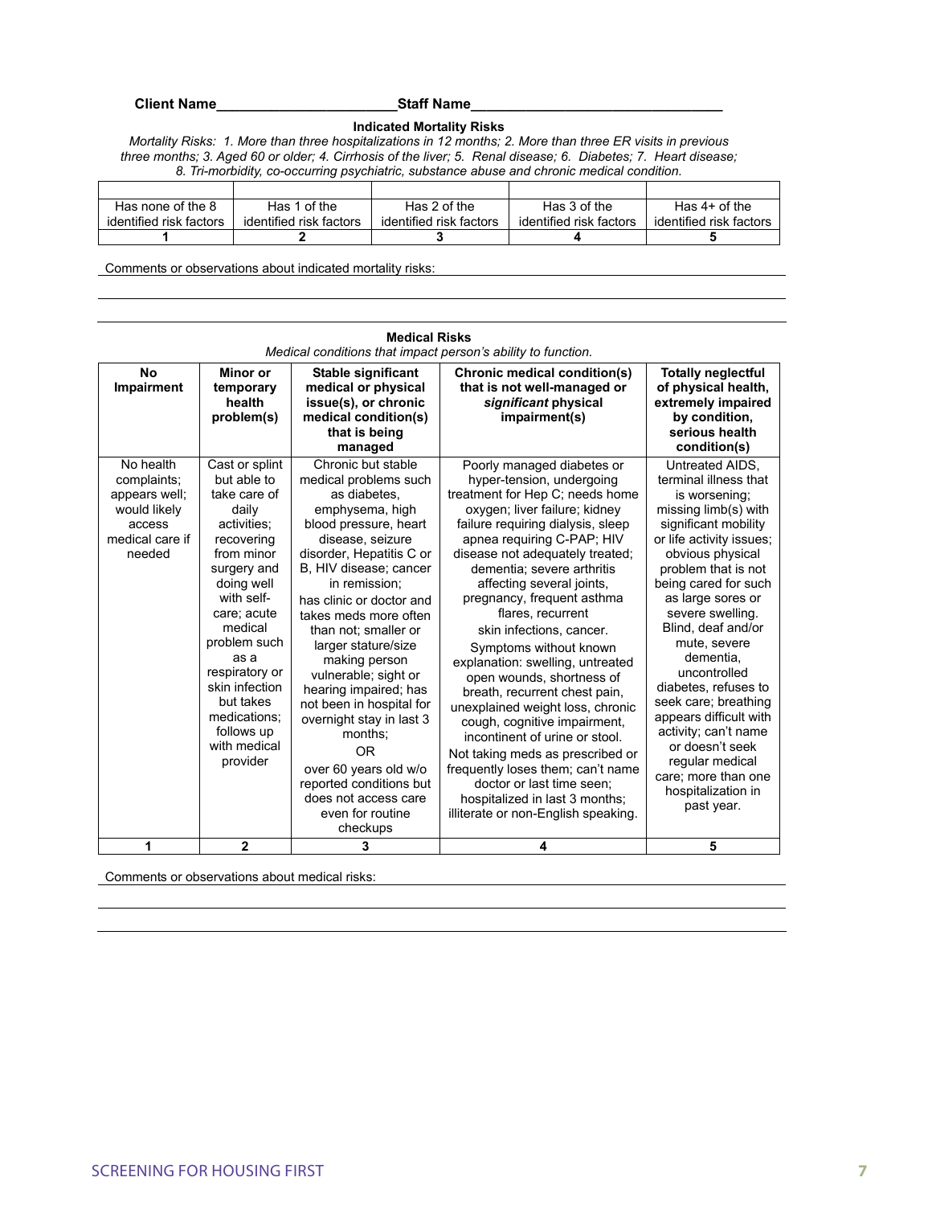**Client Name**\_\_\_\_\_\_\_\_\_\_\_\_\_\_\_\_\_\_\_\_\_\_\_\_**Staff Name**\_\_\_\_\_\_\_\_\_\_\_\_\_\_\_\_\_\_\_\_\_\_\_\_\_\_\_\_\_\_\_\_\_\_

**Indicated Mortality Risks**

*Mortality Risks: 1. More than three hospitalizations in 12 months; 2. More than three ER visits in previous three months; 3. Aged 60 or older; 4. Cirrhosis of the liver; 5. Renal disease; 6. Diabetes; 7. Heart disease; 8. Tri-morbidity, co-occurring psychiatric, substance abuse and chronic medical condition.*

| | | | | |
|---|---|---|---|---|
| Has none of the 8 identified risk factors | Has 1 of the identified risk factors | Has 2 of the identified risk factors | Has 3 of the identified risk factors | Has 4+ of the identified risk factors |
| **1** | **2** | **3** | **4** | **5** |

Comments or observations about indicated mortality risks:

\_\_\_\_\_\_\_\_\_\_\_\_\_\_\_\_\_\_\_\_\_\_\_\_\_\_\_\_\_\_\_\_\_\_\_\_\_\_\_\_\_\_\_\_\_\_\_\_\_\_\_\_\_\_\_\_\_\_\_\_\_\_\_\_\_\_\_\_\_\_\_\_\_\_\_\_\_\_

\_\_\_\_\_\_\_\_\_\_\_\_\_\_\_\_\_\_\_\_\_\_\_\_\_\_\_\_\_\_\_\_\_\_\_\_\_\_\_\_\_\_\_\_\_\_\_\_\_\_\_\_\_\_\_\_\_\_\_\_\_\_\_\_\_\_\_\_\_\_\_\_\_\_\_\_\_\_

**Medical Risks**

*Medical conditions that impact person's ability to function.*

| **No Impairment** | **Minor or temporary health problem(s)** | **Stable significant medical or physical issue(s), or chronic medical condition(s) that is being managed** | **Chronic medical condition(s) that is not well-managed or *significant* physical impairment(s)** | **Totally neglectful of physical health, extremely impaired by condition, serious health condition(s)** |
|---|---|---|---|---|
| No health complaints; appears well; would likely access medical care if needed | Cast or splint but able to take care of daily activities; recovering from minor surgery and doing well with self-care; acute medical problem such as a respiratory or skin infection but takes medications; follows up with medical provider | Chronic but stable medical problems such as diabetes, emphysema, high blood pressure, heart disease, seizure disorder, Hepatitis C or B, HIV disease; cancer in remission; has clinic or doctor and takes meds more often than not; smaller or larger stature/size making person vulnerable; sight or hearing impaired; has not been in hospital for overnight stay in last 3 months; OR over 60 years old w/o reported conditions but does not access care even for routine checkups | Poorly managed diabetes or hyper-tension, undergoing treatment for Hep C; needs home oxygen; liver failure; kidney failure requiring dialysis, sleep apnea requiring C-PAP; HIV disease not adequately treated; dementia; severe arthritis affecting several joints, pregnancy, frequent asthma flares, recurrent skin infections, cancer. Symptoms without known explanation: swelling, untreated open wounds, shortness of breath, recurrent chest pain, unexplained weight loss, chronic cough, cognitive impairment, incontinent of urine or stool. Not taking meds as prescribed or frequently loses them; can't name doctor or last time seen; hospitalized in last 3 months; illiterate or non-English speaking. | Untreated AIDS, terminal illness that is worsening; missing limb(s) with significant mobility or life activity issues; obvious physical problem that is not being cared for such as large sores or severe swelling. Blind, deaf and/or mute, severe dementia, uncontrolled diabetes, refuses to seek care; breathing appears difficult with activity; can't name or doesn't seek regular medical care; more than one hospitalization in past year. |
| **1** | **2** | **3** | **4** | **5** |

Comments or observations about medical risks:

\_\_\_\_\_\_\_\_\_\_\_\_\_\_\_\_\_\_\_\_\_\_\_\_\_\_\_\_\_\_\_\_\_\_\_\_\_\_\_\_\_\_\_\_\_\_\_\_\_\_\_\_\_\_\_\_\_\_\_\_\_\_\_\_\_\_\_\_\_\_\_\_\_\_\_\_\_\_

\_\_\_\_\_\_\_\_\_\_\_\_\_\_\_\_\_\_\_\_\_\_\_\_\_\_\_\_\_\_\_\_\_\_\_\_\_\_\_\_\_\_\_\_\_\_\_\_\_\_\_\_\_\_\_\_\_\_\_\_\_\_\_\_\_\_\_\_\_\_\_\_\_\_\_\_\_\_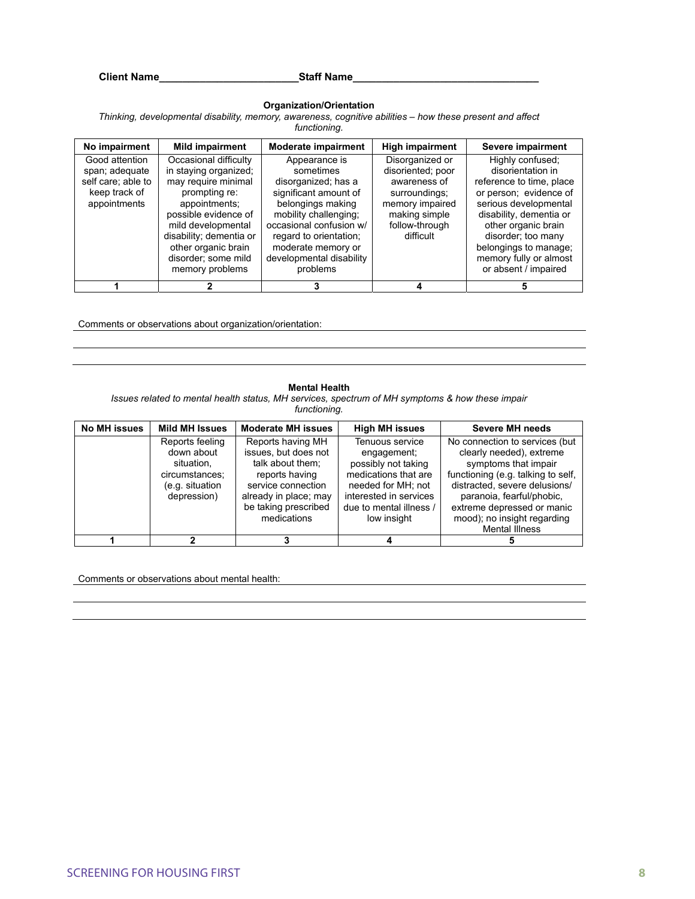**Client Name**________________________**Staff Name**________________________________

### Organization/Orientation

*Thinking, developmental disability, memory, awareness, cognitive abilities – how these present and affect functioning.*

| No impairment | Mild impairment | Moderate impairment | High impairment | Severe impairment |
|---|---|---|---|---|
| Good attention span; adequate self care; able to keep track of appointments | Occasional difficulty in staying organized; may require minimal prompting re: appointments; possible evidence of mild developmental disability; dementia or other organic brain disorder; some mild memory problems | Appearance is sometimes disorganized; has a significant amount of belongings making mobility challenging; occasional confusion w/ regard to orientation; moderate memory or developmental disability problems | Disorganized or disoriented; poor awareness of surroundings; memory impaired making simple follow-through difficult | Highly confused; disorientation in reference to time, place or person; evidence of serious developmental disability, dementia or other organic brain disorder; too many belongings to manage; memory fully or almost or absent / impaired |
| **1** | **2** | **3** | **4** | **5** |

Comments or observations about organization/orientation: ________________________________________________

________________________________________________________________________________

________________________________________________________________________________

### Mental Health

*Issues related to mental health status, MH services, spectrum of MH symptoms & how these impair functioning.*

| No MH issues | Mild MH Issues | Moderate MH issues | High MH issues | Severe MH needs |
|---|---|---|---|---|
| | Reports feeling down about situation, circumstances; (e.g. situation depression) | Reports having MH issues, but does not talk about them; reports having service connection already in place; may be taking prescribed medications | Tenuous service engagement; possibly not taking medications that are needed for MH; not interested in services due to mental illness / low insight | No connection to services (but clearly needed), extreme symptoms that impair functioning (e.g. talking to self, distracted, severe delusions/ paranoia, fearful/phobic, extreme depressed or manic mood); no insight regarding Mental Illness |
| **1** | **2** | **3** | **4** | **5** |

Comments or observations about mental health: ________________________________________________

________________________________________________________________________________

________________________________________________________________________________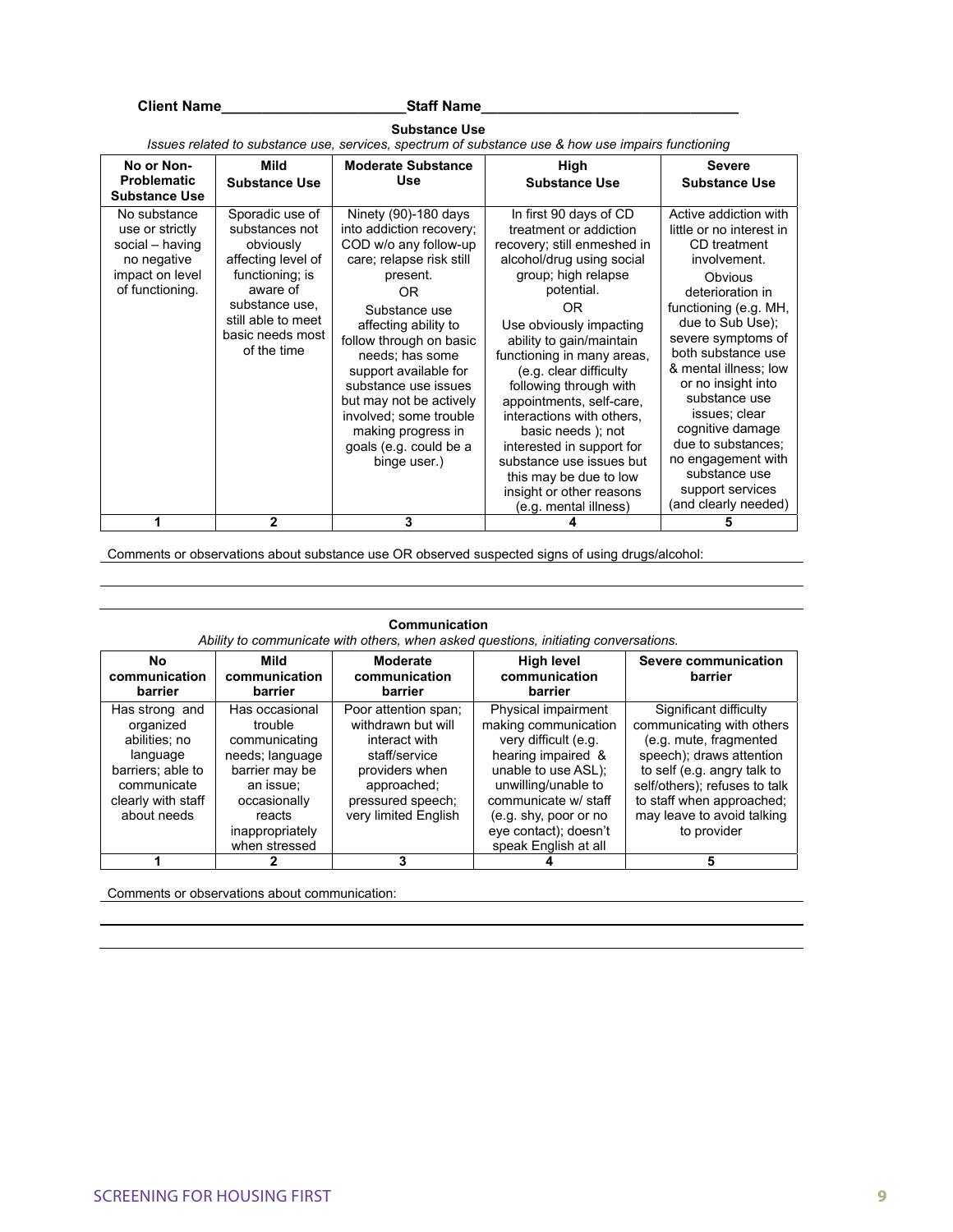**Client Name**_______________________**Staff Name**________________________________

### Substance Use

*Issues related to substance use, services, spectrum of substance use & how use impairs functioning*

| No or Non-Problematic Substance Use | Mild Substance Use | Moderate Substance Use | High Substance Use | Severe Substance Use |
|---|---|---|---|---|
| No substance use or strictly social – having no negative impact on level of functioning. | Sporadic use of substances not obviously affecting level of functioning; is aware of substance use, still able to meet basic needs most of the time | Ninety (90)-180 days into addiction recovery; COD w/o any follow-up care; relapse risk still present. OR Substance use affecting ability to follow through on basic needs; has some support available for substance use issues but may not be actively involved; some trouble making progress in goals (e.g. could be a binge user.) | In first 90 days of CD treatment or addiction recovery; still enmeshed in alcohol/drug using social group; high relapse potential. OR Use obviously impacting ability to gain/maintain functioning in many areas, (e.g. clear difficulty following through with appointments, self-care, interactions with others, basic needs ); not interested in support for substance use issues but this may be due to low insight or other reasons (e.g. mental illness) | Active addiction with little or no interest in CD treatment involvement. Obvious deterioration in functioning (e.g. MH, due to Sub Use); severe symptoms of both substance use & mental illness; low or no insight into substance use issues; clear cognitive damage due to substances; no engagement with substance use support services (and clearly needed) |
| 1 | 2 | 3 | 4 | 5 |

Comments or observations about substance use OR observed suspected signs of using drugs/alcohol:

_______________________________________________________________________________

_______________________________________________________________________________

_______________________________________________________________________________

### Communication

*Ability to communicate with others, when asked questions, initiating conversations.*

| No communication barrier | Mild communication barrier | Moderate communication barrier | High level communication barrier | Severe communication barrier |
|---|---|---|---|---|
| Has strong and organized abilities; no language barriers; able to communicate clearly with staff about needs | Has occasional trouble communicating needs; language barrier may be an issue; occasionally reacts inappropriately when stressed | Poor attention span; withdrawn but will interact with staff/service providers when approached; pressured speech; very limited English | Physical impairment making communication very difficult (e.g. hearing impaired & unable to use ASL); unwilling/unable to communicate w/ staff (e.g. shy, poor or no eye contact); doesn't speak English at all | Significant difficulty communicating with others (e.g. mute, fragmented speech); draws attention to self (e.g. angry talk to self/others); refuses to talk to staff when approached; may leave to avoid talking to provider |
| 1 | 2 | 3 | 4 | 5 |

Comments or observations about communication:

_______________________________________________________________________________

_______________________________________________________________________________

_______________________________________________________________________________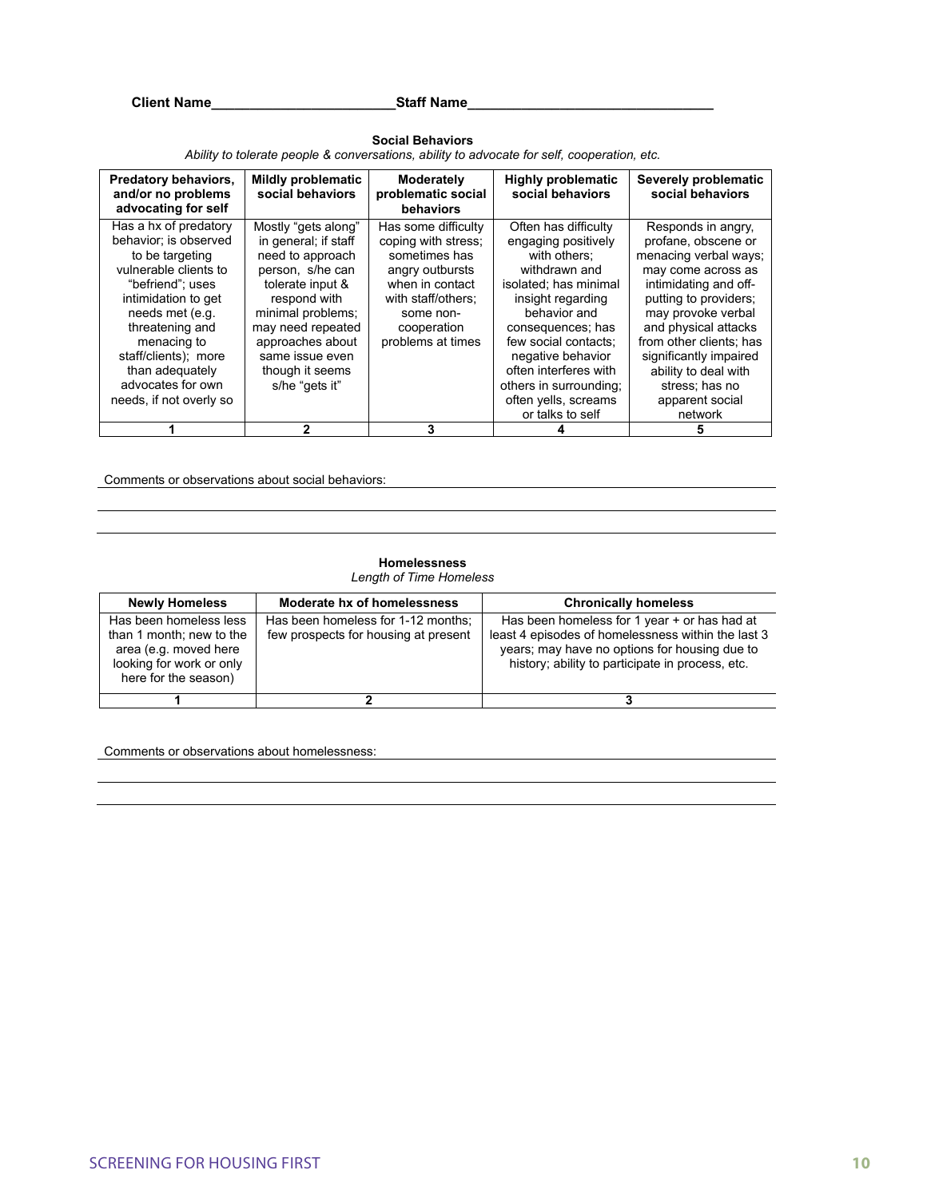**Client Name**________________________**Staff Name**________________________________

### Social Behaviors

*Ability to tolerate people & conversations, ability to advocate for self, cooperation, etc.*

| Predatory behaviors, and/or no problems advocating for self | Mildly problematic social behaviors | Moderately problematic social behaviors | Highly problematic social behaviors | Severely problematic social behaviors |
|---|---|---|---|---|
| Has a hx of predatory behavior; is observed to be targeting vulnerable clients to "befriend"; uses intimidation to get needs met (e.g. threatening and menacing to staff/clients); more than adequately advocates for own needs, if not overly so | Mostly "gets along" in general; if staff need to approach person, s/he can tolerate input & respond with minimal problems; may need repeated approaches about same issue even though it seems s/he "gets it" | Has some difficulty coping with stress; sometimes has angry outbursts when in contact with staff/others; some non-cooperation problems at times | Often has difficulty engaging positively with others; withdrawn and isolated; has minimal insight regarding behavior and consequences; has few social contacts; negative behavior often interferes with others in surrounding; often yells, screams or talks to self | Responds in angry, profane, obscene or menacing verbal ways; may come across as intimidating and off-putting to providers; may provoke verbal and physical attacks from other clients; has significantly impaired ability to deal with stress; has no apparent social network |
| **1** | **2** | **3** | **4** | **5** |

Comments or observations about social behaviors: ________________________________________________

________________________________________________________________________________

________________________________________________________________________________

### Homelessness

*Length of Time Homeless*

| Newly Homeless | Moderate hx of homelessness | Chronically homeless |
|---|---|---|
| Has been homeless less than 1 month; new to the area (e.g. moved here looking for work or only here for the season) | Has been homeless for 1-12 months; few prospects for housing at present | Has been homeless for 1 year + or has had at least 4 episodes of homelessness within the last 3 years; may have no options for housing due to history; ability to participate in process, etc. |
| **1** | **2** | **3** |

Comments or observations about homelessness: ________________________________________________

________________________________________________________________________________

________________________________________________________________________________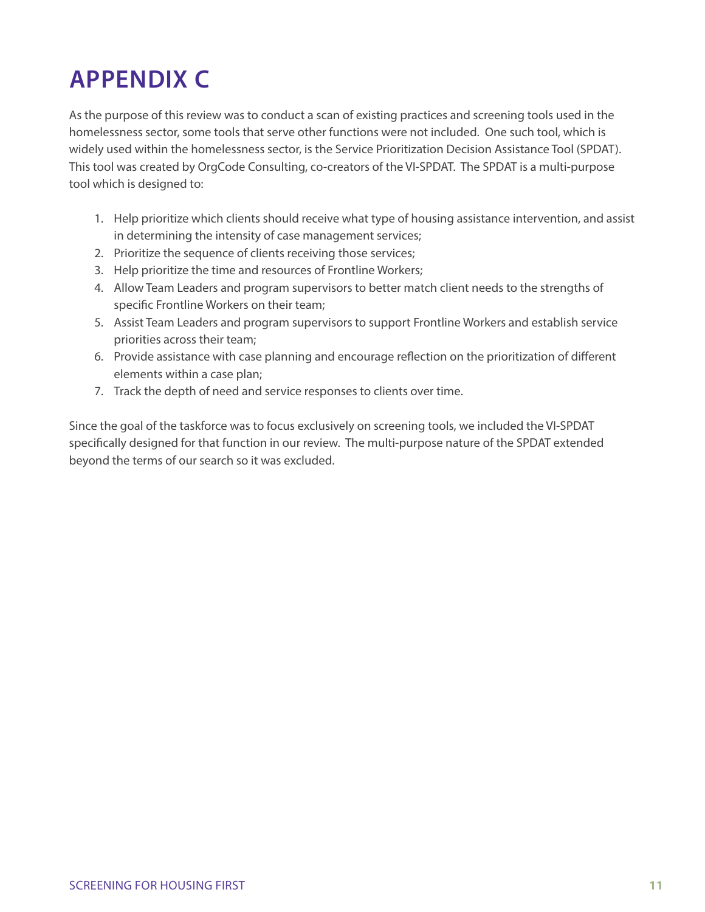# APPENDIX C

As the purpose of this review was to conduct a scan of existing practices and screening tools used in the homelessness sector, some tools that serve other functions were not included. One such tool, which is widely used within the homelessness sector, is the Service Prioritization Decision Assistance Tool (SPDAT). This tool was created by OrgCode Consulting, co-creators of the VI-SPDAT. The SPDAT is a multi-purpose tool which is designed to:

1. Help prioritize which clients should receive what type of housing assistance intervention, and assist in determining the intensity of case management services;
2. Prioritize the sequence of clients receiving those services;
3. Help prioritize the time and resources of Frontline Workers;
4. Allow Team Leaders and program supervisors to better match client needs to the strengths of specific Frontline Workers on their team;
5. Assist Team Leaders and program supervisors to support Frontline Workers and establish service priorities across their team;
6. Provide assistance with case planning and encourage reflection on the prioritization of different elements within a case plan;
7. Track the depth of need and service responses to clients over time.

Since the goal of the taskforce was to focus exclusively on screening tools, we included the VI-SPDAT specifically designed for that function in our review. The multi-purpose nature of the SPDAT extended beyond the terms of our search so it was excluded.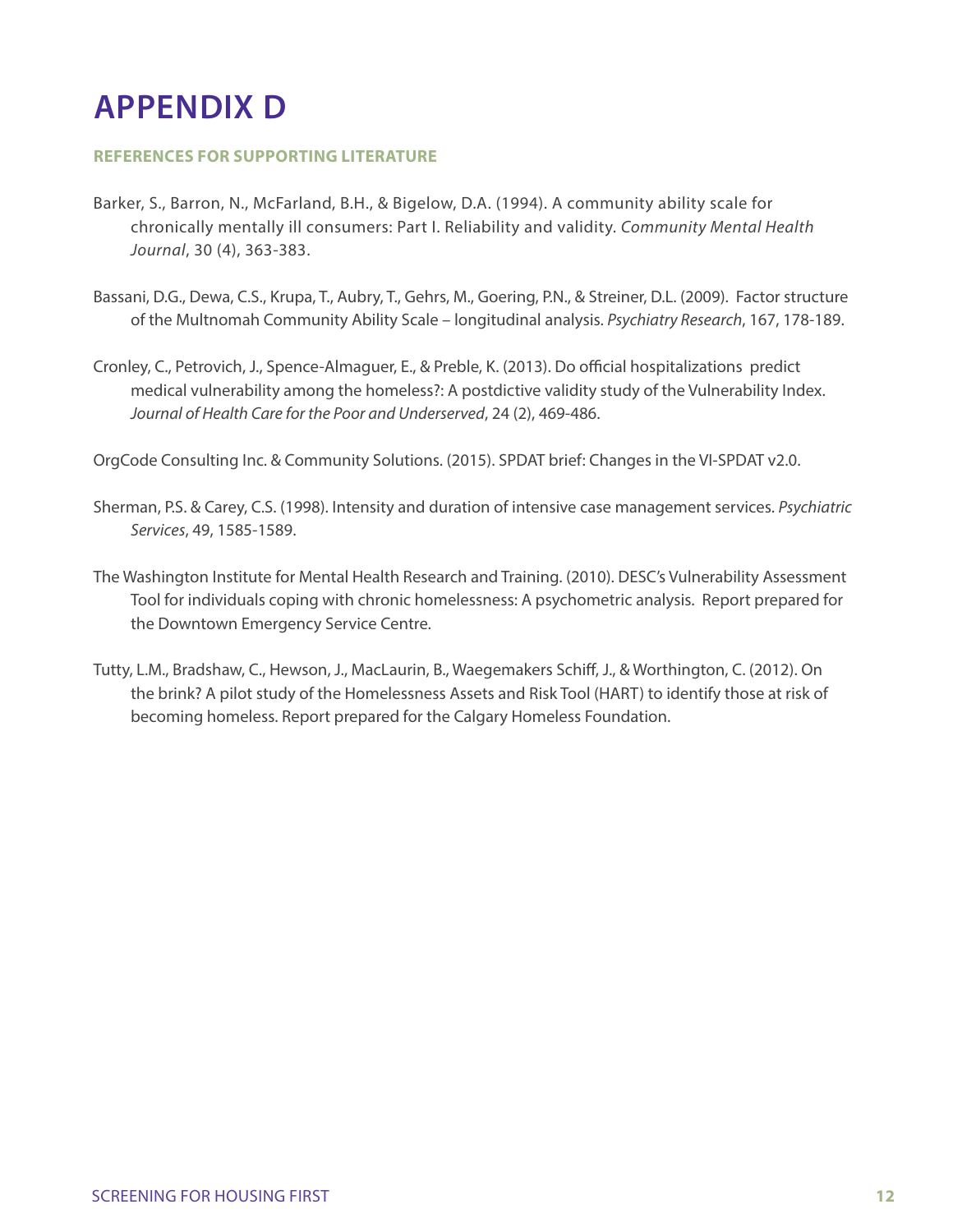# APPENDIX D

**REFERENCES FOR SUPPORTING LITERATURE**

Barker, S., Barron, N., McFarland, B.H., & Bigelow, D.A. (1994). A community ability scale for chronically mentally ill consumers: Part I. Reliability and validity. *Community Mental Health Journal*, 30 (4), 363-383.

Bassani, D.G., Dewa, C.S., Krupa, T., Aubry, T., Gehrs, M., Goering, P.N., & Streiner, D.L. (2009). Factor structure of the Multnomah Community Ability Scale – longitudinal analysis. *Psychiatry Research*, 167, 178-189.

Cronley, C., Petrovich, J., Spence-Almaguer, E., & Preble, K. (2013). Do official hospitalizations predict medical vulnerability among the homeless?: A postdictive validity study of the Vulnerability Index. *Journal of Health Care for the Poor and Underserved*, 24 (2), 469-486.

OrgCode Consulting Inc. & Community Solutions. (2015). SPDAT brief: Changes in the VI-SPDAT v2.0.

Sherman, P.S. & Carey, C.S. (1998). Intensity and duration of intensive case management services. *Psychiatric Services*, 49, 1585-1589.

The Washington Institute for Mental Health Research and Training. (2010). DESC's Vulnerability Assessment Tool for individuals coping with chronic homelessness: A psychometric analysis. Report prepared for the Downtown Emergency Service Centre.

Tutty, L.M., Bradshaw, C., Hewson, J., MacLaurin, B., Waegemakers Schiff, J., & Worthington, C. (2012). On the brink? A pilot study of the Homelessness Assets and Risk Tool (HART) to identify those at risk of becoming homeless. Report prepared for the Calgary Homeless Foundation.